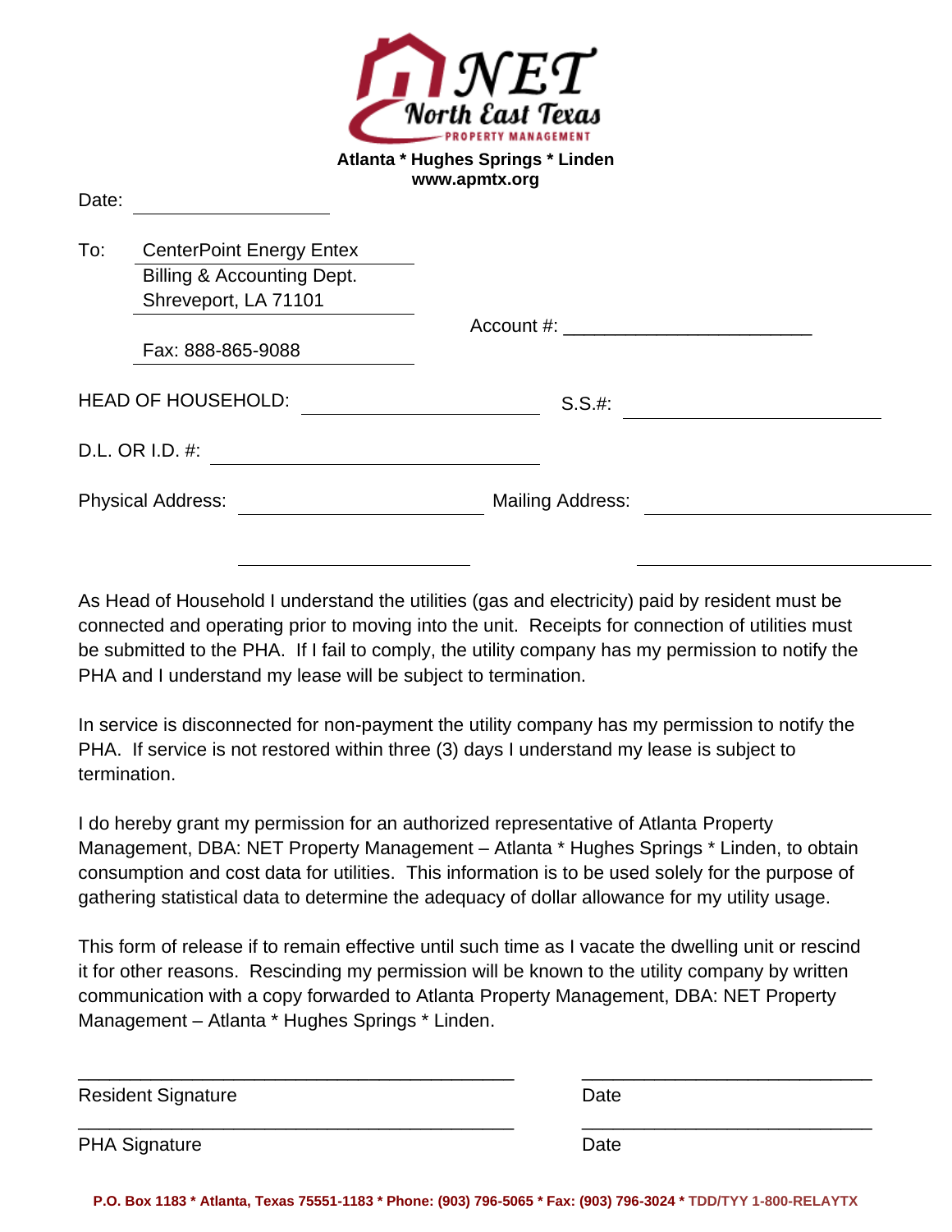**NET**
**North East Texas**
PROPERTY MANAGEMENT

**Atlanta * Hughes Springs * Linden**
**www.apmtx.org**

Date: ____________________

To: CenterPoint Energy Entex
Billing & Accounting Dept.
Shreveport, LA 71101

Account #: ________________________

Fax: 888-865-9088

HEAD OF HOUSEHOLD: ______________________ S.S.#: ______________________

D.L. OR I.D. #: ______________________

Physical Address: ______________________ Mailing Address: ______________________

______________________ ______________________

As Head of Household I understand the utilities (gas and electricity) paid by resident must be connected and operating prior to moving into the unit. Receipts for connection of utilities must be submitted to the PHA. If I fail to comply, the utility company has my permission to notify the PHA and I understand my lease will be subject to termination.

In service is disconnected for non-payment the utility company has my permission to notify the PHA. If service is not restored within three (3) days I understand my lease is subject to termination.

I do hereby grant my permission for an authorized representative of Atlanta Property Management, DBA: NET Property Management – Atlanta * Hughes Springs * Linden, to obtain consumption and cost data for utilities. This information is to be used solely for the purpose of gathering statistical data to determine the adequacy of dollar allowance for my utility usage.

This form of release if to remain effective until such time as I vacate the dwelling unit or rescind it for other reasons. Rescinding my permission will be known to the utility company by written communication with a copy forwarded to Atlanta Property Management, DBA: NET Property Management – Atlanta * Hughes Springs * Linden.

___________________________________________ ____________________________
Resident Signature Date

___________________________________________ ____________________________
PHA Signature Date

**P.O. Box 1183 * Atlanta, Texas 75551-1183 * Phone: (903) 796-5065 * Fax: (903) 796-3024 * TDD/TYY 1-800-RELAYTX**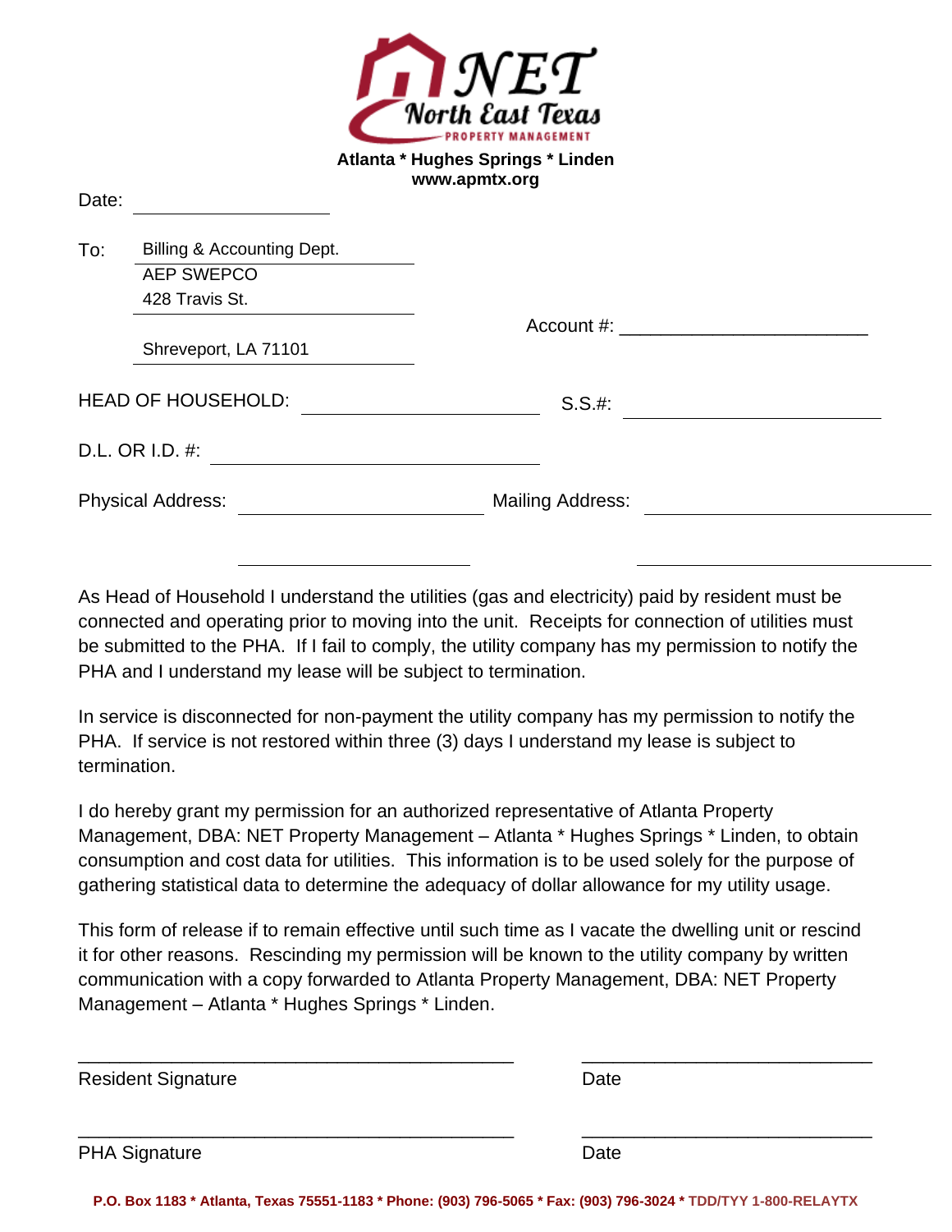**NET North East Texas PROPERTY MANAGEMENT**

**Atlanta * Hughes Springs * Linden**
**www.apmtx.org**

Date: ____________________

To: Billing & Accounting Dept.
AEP SWEPCO
428 Travis St.

Shreveport, LA 71101

Account #: ________________________

HEAD OF HOUSEHOLD: ________________________ S.S.#: ________________________

D.L. OR I.D. #: ________________________

Physical Address: ________________________ Mailing Address: ________________________

________________________ ________________________

As Head of Household I understand the utilities (gas and electricity) paid by resident must be connected and operating prior to moving into the unit. Receipts for connection of utilities must be submitted to the PHA. If I fail to comply, the utility company has my permission to notify the PHA and I understand my lease will be subject to termination.

In service is disconnected for non-payment the utility company has my permission to notify the PHA. If service is not restored within three (3) days I understand my lease is subject to termination.

I do hereby grant my permission for an authorized representative of Atlanta Property Management, DBA: NET Property Management – Atlanta * Hughes Springs * Linden, to obtain consumption and cost data for utilities. This information is to be used solely for the purpose of gathering statistical data to determine the adequacy of dollar allowance for my utility usage.

This form of release if to remain effective until such time as I vacate the dwelling unit or rescind it for other reasons. Rescinding my permission will be known to the utility company by written communication with a copy forwarded to Atlanta Property Management, DBA: NET Property Management – Atlanta * Hughes Springs * Linden.

__________________________________________ ____________________________

Resident Signature Date

__________________________________________ ____________________________

PHA Signature Date

**P.O. Box 1183 * Atlanta, Texas 75551-1183 * Phone: (903) 796-5065 * Fax: (903) 796-3024 * TDD/TYY 1-800-RELAYTX**